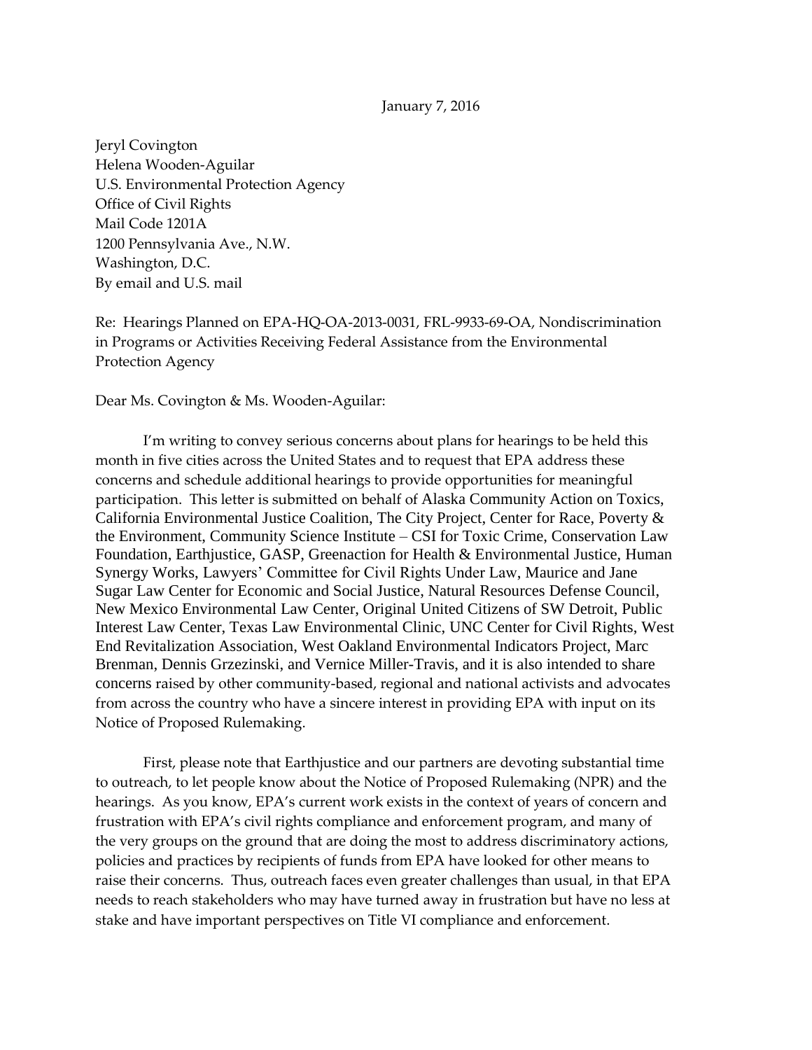January 7, 2016

Jeryl Covington
Helena Wooden-Aguilar
U.S. Environmental Protection Agency
Office of Civil Rights
Mail Code 1201A
1200 Pennsylvania Ave., N.W.
Washington, D.C.
By email and U.S. mail

Re: Hearings Planned on EPA-HQ-OA-2013-0031, FRL-9933-69-OA, Nondiscrimination in Programs or Activities Receiving Federal Assistance from the Environmental Protection Agency

Dear Ms. Covington & Ms. Wooden-Aguilar:

I'm writing to convey serious concerns about plans for hearings to be held this month in five cities across the United States and to request that EPA address these concerns and schedule additional hearings to provide opportunities for meaningful participation. This letter is submitted on behalf of Alaska Community Action on Toxics, California Environmental Justice Coalition, The City Project, Center for Race, Poverty & the Environment, Community Science Institute – CSI for Toxic Crime, Conservation Law Foundation, Earthjustice, GASP, Greenaction for Health & Environmental Justice, Human Synergy Works, Lawyers' Committee for Civil Rights Under Law, Maurice and Jane Sugar Law Center for Economic and Social Justice, Natural Resources Defense Council, New Mexico Environmental Law Center, Original United Citizens of SW Detroit, Public Interest Law Center, Texas Law Environmental Clinic, UNC Center for Civil Rights, West End Revitalization Association, West Oakland Environmental Indicators Project, Marc Brenman, Dennis Grzezinski, and Vernice Miller-Travis, and it is also intended to share concerns raised by other community-based, regional and national activists and advocates from across the country who have a sincere interest in providing EPA with input on its Notice of Proposed Rulemaking.

First, please note that Earthjustice and our partners are devoting substantial time to outreach, to let people know about the Notice of Proposed Rulemaking (NPR) and the hearings. As you know, EPA's current work exists in the context of years of concern and frustration with EPA's civil rights compliance and enforcement program, and many of the very groups on the ground that are doing the most to address discriminatory actions, policies and practices by recipients of funds from EPA have looked for other means to raise their concerns. Thus, outreach faces even greater challenges than usual, in that EPA needs to reach stakeholders who may have turned away in frustration but have no less at stake and have important perspectives on Title VI compliance and enforcement.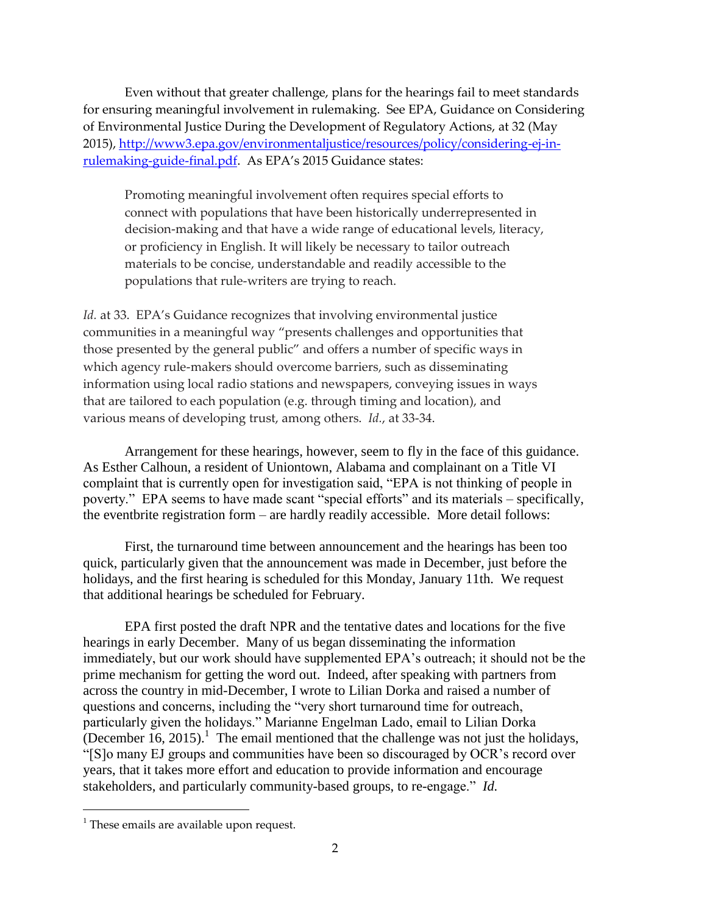Even without that greater challenge, plans for the hearings fail to meet standards for ensuring meaningful involvement in rulemaking. See EPA, Guidance on Considering of Environmental Justice During the Development of Regulatory Actions, at 32 (May 2015), [http://www3.epa.gov/environmentaljustice/resources/policy/considering-ej-in-rulemaking-guide-final.pdf](http://www3.epa.gov/environmentaljustice/resources/policy/considering-ej-in-rulemaking-guide-final.pdf). As EPA's 2015 Guidance states:

> Promoting meaningful involvement often requires special efforts to connect with populations that have been historically underrepresented in decision-making and that have a wide range of educational levels, literacy, or proficiency in English. It will likely be necessary to tailor outreach materials to be concise, understandable and readily accessible to the populations that rule-writers are trying to reach.

*Id.* at 33. EPA's Guidance recognizes that involving environmental justice communities in a meaningful way "presents challenges and opportunities that those presented by the general public" and offers a number of specific ways in which agency rule-makers should overcome barriers, such as disseminating information using local radio stations and newspapers, conveying issues in ways that are tailored to each population (e.g. through timing and location), and various means of developing trust, among others. *Id.*, at 33-34.

Arrangement for these hearings, however, seem to fly in the face of this guidance. As Esther Calhoun, a resident of Uniontown, Alabama and complainant on a Title VI complaint that is currently open for investigation said, "EPA is not thinking of people in poverty." EPA seems to have made scant "special efforts" and its materials – specifically, the eventbrite registration form – are hardly readily accessible. More detail follows:

First, the turnaround time between announcement and the hearings has been too quick, particularly given that the announcement was made in December, just before the holidays, and the first hearing is scheduled for this Monday, January 11th. We request that additional hearings be scheduled for February.

EPA first posted the draft NPR and the tentative dates and locations for the five hearings in early December. Many of us began disseminating the information immediately, but our work should have supplemented EPA's outreach; it should not be the prime mechanism for getting the word out. Indeed, after speaking with partners from across the country in mid-December, I wrote to Lilian Dorka and raised a number of questions and concerns, including the "very short turnaround time for outreach, particularly given the holidays." Marianne Engelman Lado, email to Lilian Dorka (December 16, 2015).[1] The email mentioned that the challenge was not just the holidays, "[S]o many EJ groups and communities have been so discouraged by OCR's record over years, that it takes more effort and education to provide information and encourage stakeholders, and particularly community-based groups, to re-engage." *Id.*

[1] These emails are available upon request.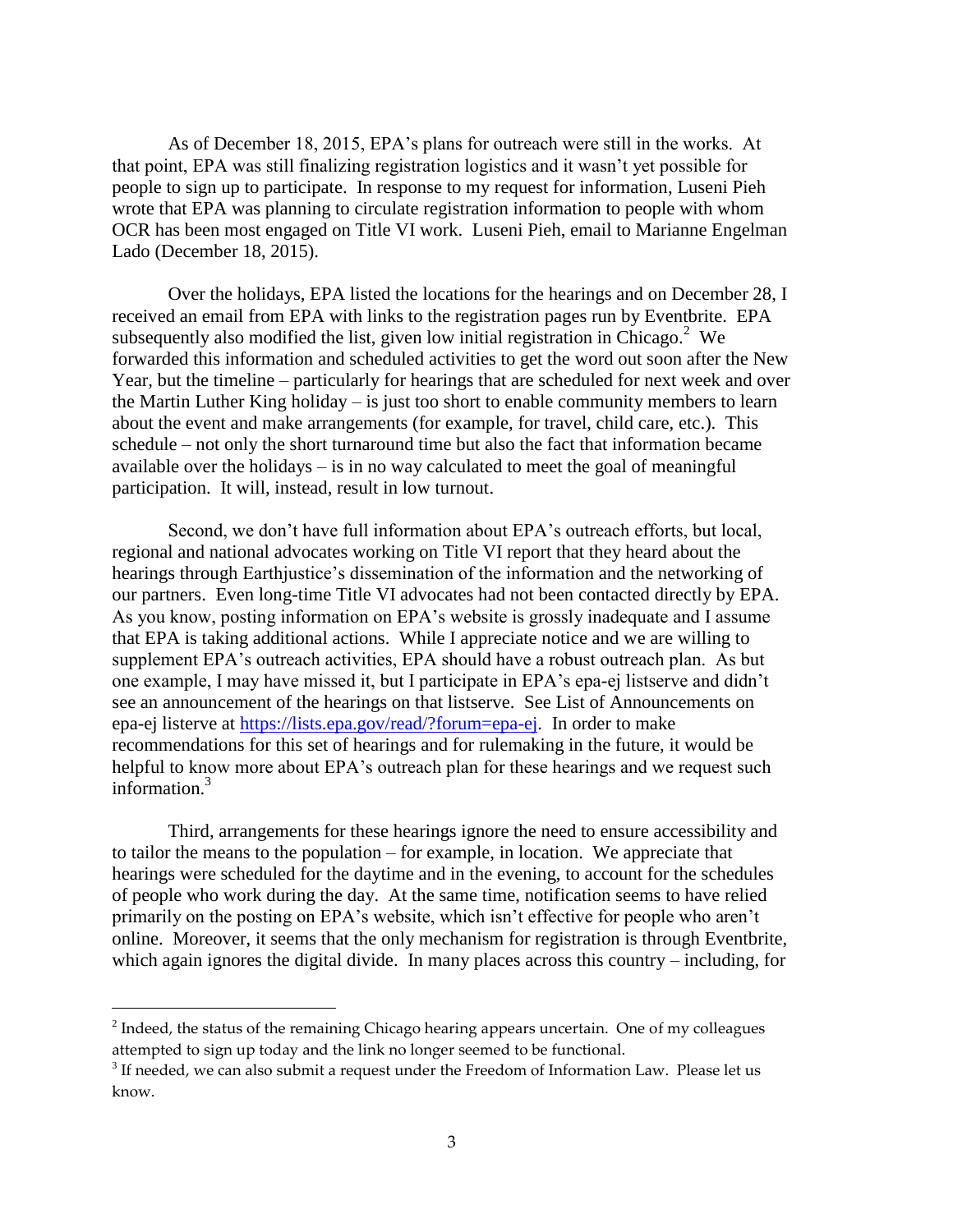As of December 18, 2015, EPA's plans for outreach were still in the works. At that point, EPA was still finalizing registration logistics and it wasn't yet possible for people to sign up to participate. In response to my request for information, Luseni Pieh wrote that EPA was planning to circulate registration information to people with whom OCR has been most engaged on Title VI work. Luseni Pieh, email to Marianne Engelman Lado (December 18, 2015).

Over the holidays, EPA listed the locations for the hearings and on December 28, I received an email from EPA with links to the registration pages run by Eventbrite. EPA subsequently also modified the list, given low initial registration in Chicago.[2] We forwarded this information and scheduled activities to get the word out soon after the New Year, but the timeline – particularly for hearings that are scheduled for next week and over the Martin Luther King holiday – is just too short to enable community members to learn about the event and make arrangements (for example, for travel, child care, etc.). This schedule – not only the short turnaround time but also the fact that information became available over the holidays – is in no way calculated to meet the goal of meaningful participation. It will, instead, result in low turnout.

Second, we don't have full information about EPA's outreach efforts, but local, regional and national advocates working on Title VI report that they heard about the hearings through Earthjustice's dissemination of the information and the networking of our partners. Even long-time Title VI advocates had not been contacted directly by EPA. As you know, posting information on EPA's website is grossly inadequate and I assume that EPA is taking additional actions. While I appreciate notice and we are willing to supplement EPA's outreach activities, EPA should have a robust outreach plan. As but one example, I may have missed it, but I participate in EPA's epa-ej listserve and didn't see an announcement of the hearings on that listserve. See List of Announcements on epa-ej listerve at https://lists.epa.gov/read/?forum=epa-ej. In order to make recommendations for this set of hearings and for rulemaking in the future, it would be helpful to know more about EPA's outreach plan for these hearings and we request such information.[3]

Third, arrangements for these hearings ignore the need to ensure accessibility and to tailor the means to the population – for example, in location. We appreciate that hearings were scheduled for the daytime and in the evening, to account for the schedules of people who work during the day. At the same time, notification seems to have relied primarily on the posting on EPA's website, which isn't effective for people who aren't online. Moreover, it seems that the only mechanism for registration is through Eventbrite, which again ignores the digital divide. In many places across this country – including, for

---

[2] Indeed, the status of the remaining Chicago hearing appears uncertain. One of my colleagues attempted to sign up today and the link no longer seemed to be functional.

[3] If needed, we can also submit a request under the Freedom of Information Law. Please let us know.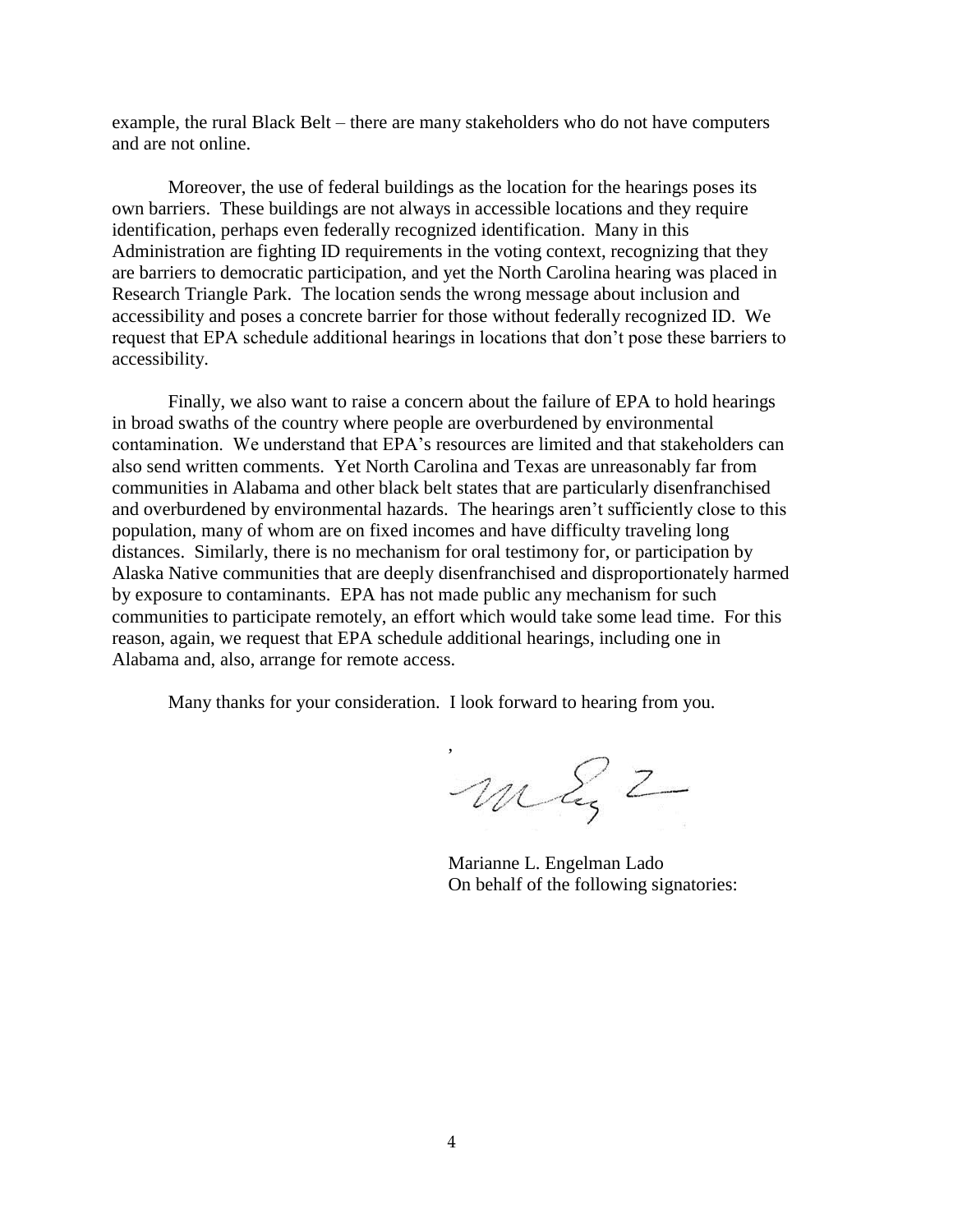example, the rural Black Belt – there are many stakeholders who do not have computers and are not online.

Moreover, the use of federal buildings as the location for the hearings poses its own barriers. These buildings are not always in accessible locations and they require identification, perhaps even federally recognized identification. Many in this Administration are fighting ID requirements in the voting context, recognizing that they are barriers to democratic participation, and yet the North Carolina hearing was placed in Research Triangle Park. The location sends the wrong message about inclusion and accessibility and poses a concrete barrier for those without federally recognized ID. We request that EPA schedule additional hearings in locations that don't pose these barriers to accessibility.

Finally, we also want to raise a concern about the failure of EPA to hold hearings in broad swaths of the country where people are overburdened by environmental contamination. We understand that EPA's resources are limited and that stakeholders can also send written comments. Yet North Carolina and Texas are unreasonably far from communities in Alabama and other black belt states that are particularly disenfranchised and overburdened by environmental hazards. The hearings aren't sufficiently close to this population, many of whom are on fixed incomes and have difficulty traveling long distances. Similarly, there is no mechanism for oral testimony for, or participation by Alaska Native communities that are deeply disenfranchised and disproportionately harmed by exposure to contaminants. EPA has not made public any mechanism for such communities to participate remotely, an effort which would take some lead time. For this reason, again, we request that EPA schedule additional hearings, including one in Alabama and, also, arrange for remote access.

Many thanks for your consideration. I look forward to hearing from you.

Marianne L. Engelman Lado
On behalf of the following signatories: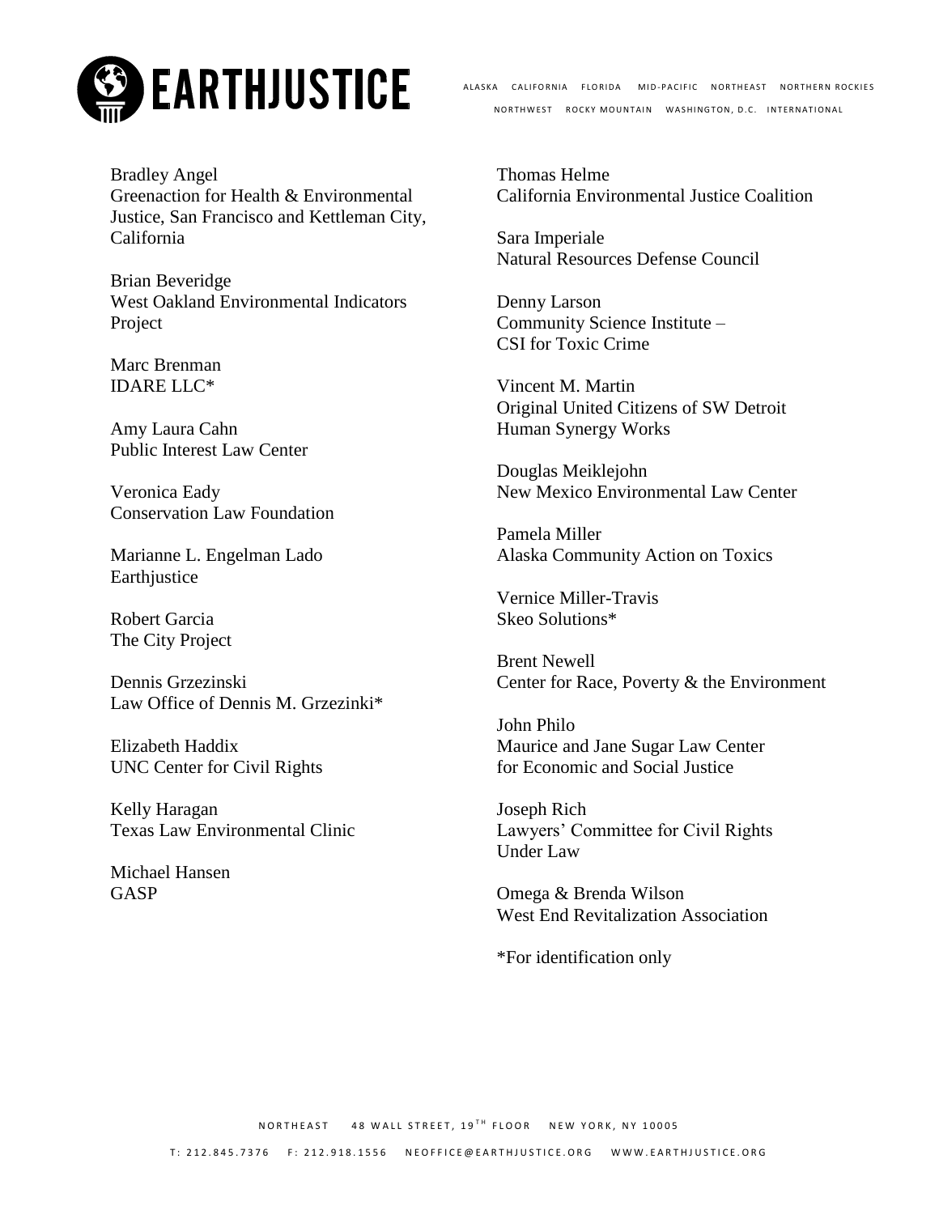Bradley Angel
Greenaction for Health & Environmental Justice, San Francisco and Kettleman City, California

Brian Beveridge
West Oakland Environmental Indicators Project

Marc Brenman
IDARE LLC*

Amy Laura Cahn
Public Interest Law Center

Veronica Eady
Conservation Law Foundation

Marianne L. Engelman Lado
Earthjustice

Robert Garcia
The City Project

Dennis Grzezinski
Law Office of Dennis M. Grzezinki*

Elizabeth Haddix
UNC Center for Civil Rights

Kelly Haragan
Texas Law Environmental Clinic

Michael Hansen
GASP

Thomas Helme
California Environmental Justice Coalition

Sara Imperiale
Natural Resources Defense Council

Denny Larson
Community Science Institute –
CSI for Toxic Crime

Vincent M. Martin
Original United Citizens of SW Detroit
Human Synergy Works

Douglas Meiklejohn
New Mexico Environmental Law Center

Pamela Miller
Alaska Community Action on Toxics

Vernice Miller-Travis
Skeo Solutions*

Brent Newell
Center for Race, Poverty & the Environment

John Philo
Maurice and Jane Sugar Law Center
for Economic and Social Justice

Joseph Rich
Lawyers' Committee for Civil Rights
Under Law

Omega & Brenda Wilson
West End Revitalization Association

*For identification only